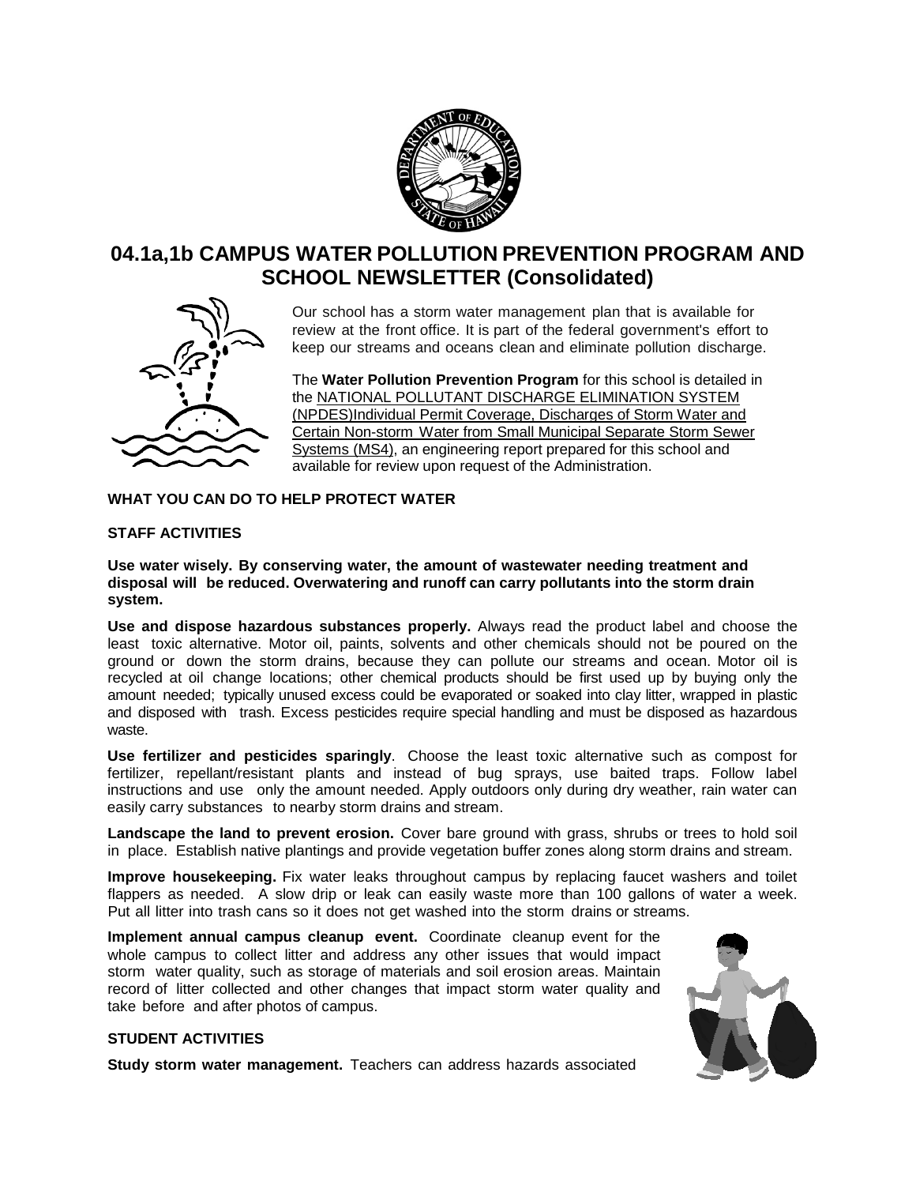# 04.1a,1b CAMPUS WATER POLLUTION PREVENTION PROGRAM AND SCHOOL NEWSLETTER (Consolidated)

Our school has a storm water management plan that is available for review at the front office. It is part of the federal government's effort to keep our streams and oceans clean and eliminate pollution discharge.

The **Water Pollution Prevention Program** for this school is detailed in the NATIONAL POLLUTANT DISCHARGE ELIMINATION SYSTEM (NPDES)Individual Permit Coverage, Discharges of Storm Water and Certain Non-storm Water from Small Municipal Separate Storm Sewer Systems (MS4), an engineering report prepared for this school and available for review upon request of the Administration.

**WHAT YOU CAN DO TO HELP PROTECT WATER**

**STAFF ACTIVITIES**

**Use water wisely. By conserving water, the amount of wastewater needing treatment and disposal will be reduced. Overwatering and runoff can carry pollutants into the storm drain system.**

**Use and dispose hazardous substances properly.** Always read the product label and choose the least toxic alternative. Motor oil, paints, solvents and other chemicals should not be poured on the ground or down the storm drains, because they can pollute our streams and ocean. Motor oil is recycled at oil change locations; other chemical products should be first used up by buying only the amount needed; typically unused excess could be evaporated or soaked into clay litter, wrapped in plastic and disposed with trash. Excess pesticides require special handling and must be disposed as hazardous waste.

**Use fertilizer and pesticides sparingly**. Choose the least toxic alternative such as compost for fertilizer, repellant/resistant plants and instead of bug sprays, use baited traps. Follow label instructions and use only the amount needed. Apply outdoors only during dry weather, rain water can easily carry substances to nearby storm drains and stream.

**Landscape the land to prevent erosion.** Cover bare ground with grass, shrubs or trees to hold soil in place. Establish native plantings and provide vegetation buffer zones along storm drains and stream.

**Improve housekeeping.** Fix water leaks throughout campus by replacing faucet washers and toilet flappers as needed. A slow drip or leak can easily waste more than 100 gallons of water a week. Put all litter into trash cans so it does not get washed into the storm drains or streams.

**Implement annual campus cleanup event.** Coordinate cleanup event for the whole campus to collect litter and address any other issues that would impact storm water quality, such as storage of materials and soil erosion areas. Maintain record of litter collected and other changes that impact storm water quality and take before and after photos of campus.

**STUDENT ACTIVITIES**

**Study storm water management.** Teachers can address hazards associated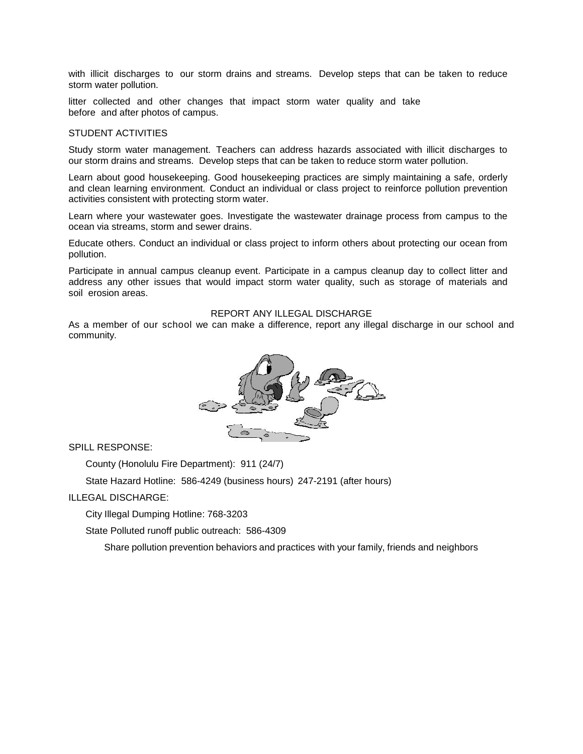with illicit discharges to our storm drains and streams. Develop steps that can be taken to reduce storm water pollution.

litter collected and other changes that impact storm water quality and take before and after photos of campus.

STUDENT ACTIVITIES

Study storm water management. Teachers can address hazards associated with illicit discharges to our storm drains and streams. Develop steps that can be taken to reduce storm water pollution.

Learn about good housekeeping. Good housekeeping practices are simply maintaining a safe, orderly and clean learning environment. Conduct an individual or class project to reinforce pollution prevention activities consistent with protecting storm water.

Learn where your wastewater goes. Investigate the wastewater drainage process from campus to the ocean via streams, storm and sewer drains.

Educate others. Conduct an individual or class project to inform others about protecting our ocean from pollution.

Participate in annual campus cleanup event. Participate in a campus cleanup day to collect litter and address any other issues that would impact storm water quality, such as storage of materials and soil erosion areas.

REPORT ANY ILLEGAL DISCHARGE

As a member of our school we can make a difference, report any illegal discharge in our school and community.

SPILL RESPONSE:

County (Honolulu Fire Department): 911 (24/7)

State Hazard Hotline: 586-4249 (business hours) 247-2191 (after hours)

ILLEGAL DISCHARGE:

City Illegal Dumping Hotline: 768-3203

State Polluted runoff public outreach: 586-4309

Share pollution prevention behaviors and practices with your family, friends and neighbors